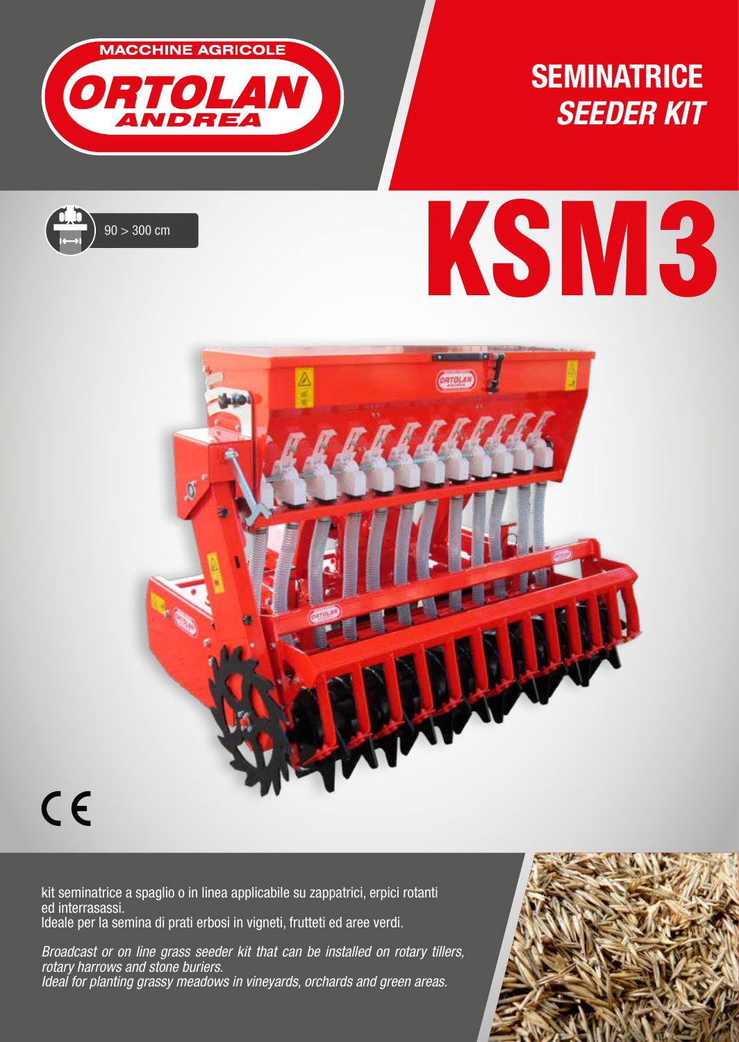MACCHINE AGRICOLE

ORTOLAN ANDREA

# SEMINATRICE
## *SEEDER KIT*

90 > 300 cm

# KSM3

CE

kit seminatrice a spaglio o in linea applicabile su zappatrici, erpici rotanti ed interrasassi.
Ideale per la semina di prati erbosi in vigneti, frutteti ed aree verdi.

*Broadcast or on line grass seeder kit that can be installed on rotary tillers, rotary harrows and stone buriers.*
*Ideal for planting grassy meadows in vineyards, orchards and green areas.*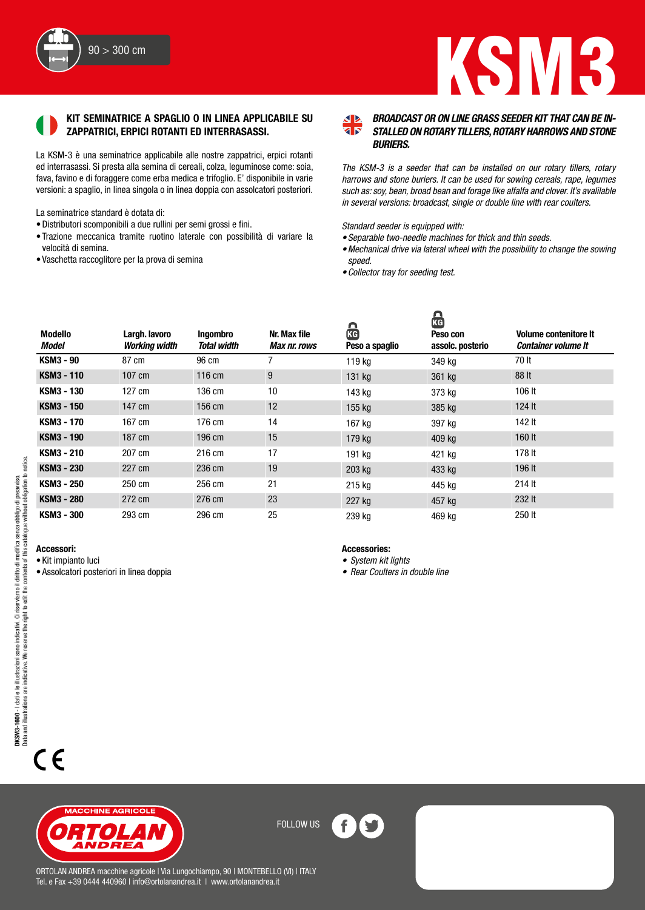90 > 300 cm

# KSM3

## KIT SEMINATRICE A SPAGLIO O IN LINEA APPLICABILE SU ZAPPATRICI, ERPICI ROTANTI ED INTERRASASSI.

La KSM-3 è una seminatrice applicabile alle nostre zappatrici, erpici rotanti ed interrasassi. Si presta alla semina di cereali, colza, leguminose come: soia, fava, favino e di foraggere come erba medica e trifoglio. E' disponibile in varie versioni: a spaglio, in linea singola o in linea doppia con assolcatori posteriori.

La seminatrice standard è dotata di:

- Distributori scomponibili a due rullini per semi grossi e fini.
- Trazione meccanica tramite ruotino laterale con possibilità di variare la velocità di semina.
- Vaschetta raccoglitore per la prova di semina

## *BROADCAST OR ON LINE GRASS SEEDER KIT THAT CAN BE INSTALLED ON ROTARY TILLERS, ROTARY HARROWS AND STONE BURIERS.*

*The KSM-3 is a seeder that can be installed on our rotary tillers, rotary harrows and stone buriers. It can be used for sowing cereals, rape, legumes such as: soy, bean, broad bean and forage like alfalfa and clover. It's avalilable in several versions: broadcast, single or double line with rear coulters.*

*Standard seeder is equipped with:*

- *Separable two-needle machines for thick and thin seeds.*
- *Mechanical drive via lateral wheel with the possibility to change the sowing speed.*
- *Collector tray for seeding test.*

| **Modello** *Model* | **Largh. lavoro** *Working width* | **Ingombro** *Total width* | **Nr. Max file** *Max nr. rows* | **Peso a spaglio** | **Peso con assolc. posterio** | **Volume contenitore lt** *Container volume lt* |
|---|---|---|---|---|---|---|
| **KSM3 - 90** | 87 cm | 96 cm | 7 | 119 kg | 349 kg | 70 lt |
| **KSM3 - 110** | 107 cm | 116 cm | 9 | 131 kg | 361 kg | 88 lt |
| **KSM3 - 130** | 127 cm | 136 cm | 10 | 143 kg | 373 kg | 106 lt |
| **KSM3 - 150** | 147 cm | 156 cm | 12 | 155 kg | 385 kg | 124 lt |
| **KSM3 - 170** | 167 cm | 176 cm | 14 | 167 kg | 397 kg | 142 lt |
| **KSM3 - 190** | 187 cm | 196 cm | 15 | 179 kg | 409 kg | 160 lt |
| **KSM3 - 210** | 207 cm | 216 cm | 17 | 191 kg | 421 kg | 178 lt |
| **KSM3 - 230** | 227 cm | 236 cm | 19 | 203 kg | 433 kg | 196 lt |
| **KSM3 - 250** | 250 cm | 256 cm | 21 | 215 kg | 445 kg | 214 lt |
| **KSM3 - 280** | 272 cm | 276 cm | 23 | 227 kg | 457 kg | 232 lt |
| **KSM3 - 300** | 293 cm | 296 cm | 25 | 239 kg | 469 kg | 250 lt |

**Accessori:**

- Kit impianto luci
- Assolcatori posteriori in linea doppia

**Accessories:**

- *System kit lights*
- *Rear Coulters in double line*

**DKSM3-1600** - I dati e le illustrazioni sono indicativi. Ci riserviamo il diritto di modifica senza obbligo di preavviso.
Data and illustrations are indicative. We reserve the right to edit the contents of this catalogue without obligation to notice.

CE

MACCHINE AGRICOLE ORTOLAN ANDREA

FOLLOW US

ORTOLAN ANDREA macchine agricole | Via Lungochiampo, 90 | MONTEBELLO (VI) | ITALY
Tel. e Fax +39 0444 440960 | info@ortolanandrea.it | www.ortolanandrea.it